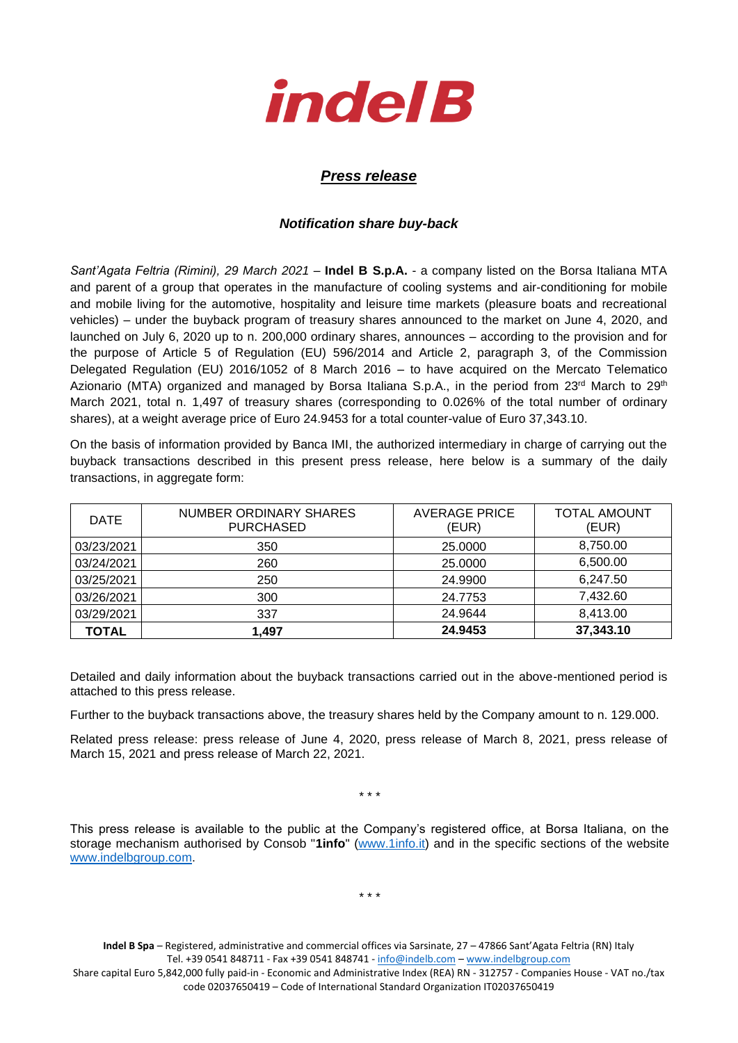indel B

## *Press release*

### *Notification share buy-back*

*Sant'Agata Feltria (Rimini), 29 March 2021* – **Indel B S.p.A.** - a company listed on the Borsa Italiana MTA and parent of a group that operates in the manufacture of cooling systems and air-conditioning for mobile and mobile living for the automotive, hospitality and leisure time markets (pleasure boats and recreational vehicles) – under the buyback program of treasury shares announced to the market on June 4, 2020, and launched on July 6, 2020 up to n. 200,000 ordinary shares, announces – according to the provision and for the purpose of Article 5 of Regulation (EU) 596/2014 and Article 2, paragraph 3, of the Commission Delegated Regulation (EU) 2016/1052 of 8 March 2016 – to have acquired on the Mercato Telematico Azionario (MTA) organized and managed by Borsa Italiana S.p.A., in the period from 23rd March to 29th March 2021, total n. 1,497 of treasury shares (corresponding to 0.026% of the total number of ordinary shares), at a weight average price of Euro 24.9453 for a total counter-value of Euro 37,343.10.

On the basis of information provided by Banca IMI, the authorized intermediary in charge of carrying out the buyback transactions described in this present press release, here below is a summary of the daily transactions, in aggregate form:

| DATE | NUMBER ORDINARY SHARES PURCHASED | AVERAGE PRICE (EUR) | TOTAL AMOUNT (EUR) |
|---|---|---|---|
| 03/23/2021 | 350 | 25.0000 | 8,750.00 |
| 03/24/2021 | 260 | 25.0000 | 6,500.00 |
| 03/25/2021 | 250 | 24.9900 | 6,247.50 |
| 03/26/2021 | 300 | 24.7753 | 7,432.60 |
| 03/29/2021 | 337 | 24.9644 | 8,413.00 |
| **TOTAL** | **1,497** | **24.9453** | **37,343.10** |

Detailed and daily information about the buyback transactions carried out in the above-mentioned period is attached to this press release.

Further to the buyback transactions above, the treasury shares held by the Company amount to n. 129.000.

Related press release: press release of June 4, 2020, press release of March 8, 2021, press release of March 15, 2021 and press release of March 22, 2021.

\* \* \*

This press release is available to the public at the Company's registered office, at Borsa Italiana, on the storage mechanism authorised by Consob "**1info**" (www.1info.it) and in the specific sections of the website www.indelbgroup.com.

\* \* \*

**Indel B Spa** – Registered, administrative and commercial offices via Sarsinate, 27 – 47866 Sant'Agata Feltria (RN) Italy
Tel. +39 0541 848711 - Fax +39 0541 848741 - info@indelb.com – www.indelbgroup.com
Share capital Euro 5,842,000 fully paid-in - Economic and Administrative Index (REA) RN - 312757 - Companies House - VAT no./tax code 02037650419 – Code of International Standard Organization IT02037650419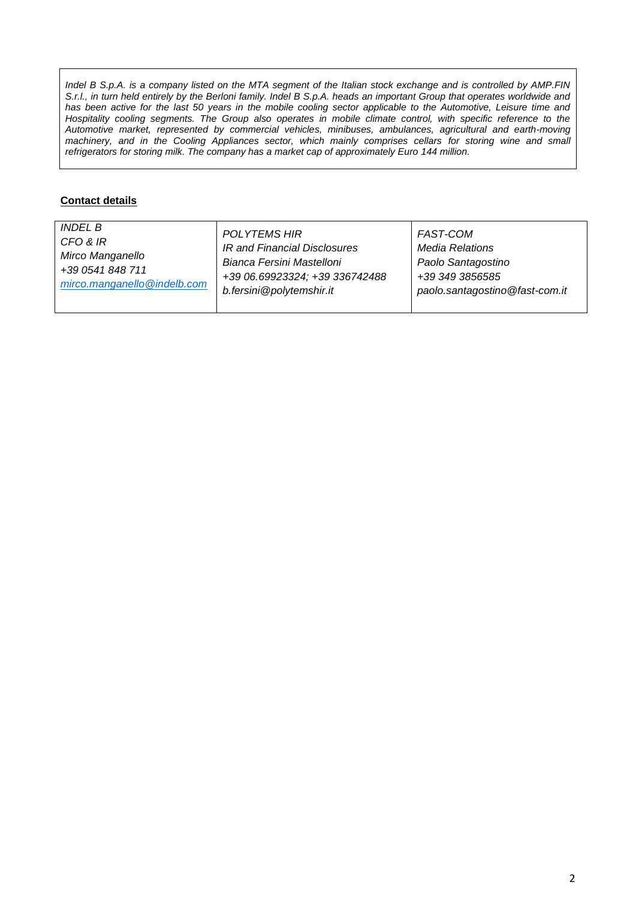*Indel B S.p.A. is a company listed on the MTA segment of the Italian stock exchange and is controlled by AMP.FIN S.r.l., in turn held entirely by the Berloni family. Indel B S.p.A. heads an important Group that operates worldwide and has been active for the last 50 years in the mobile cooling sector applicable to the Automotive, Leisure time and Hospitality cooling segments. The Group also operates in mobile climate control, with specific reference to the Automotive market, represented by commercial vehicles, minibuses, ambulances, agricultural and earth-moving machinery, and in the Cooling Appliances sector, which mainly comprises cellars for storing wine and small refrigerators for storing milk. The company has a market cap of approximately Euro 144 million.*

**Contact details**

| *INDEL B*<br>*CFO & IR*<br>*Mirco Manganello*<br>*+39 0541 848 711*<br>*mirco.manganello@indelb.com* | *POLYTEMS HIR*<br>*IR and Financial Disclosures*<br>*Bianca Fersini Mastelloni*<br>*+39 06.69923324; +39 336742488*<br>*b.fersini@polytemshir.it* | *FAST-COM*<br>*Media Relations*<br>*Paolo Santagostino*<br>*+39 349 3856585*<br>*paolo.santagostino@fast-com.it* |
|---|---|---|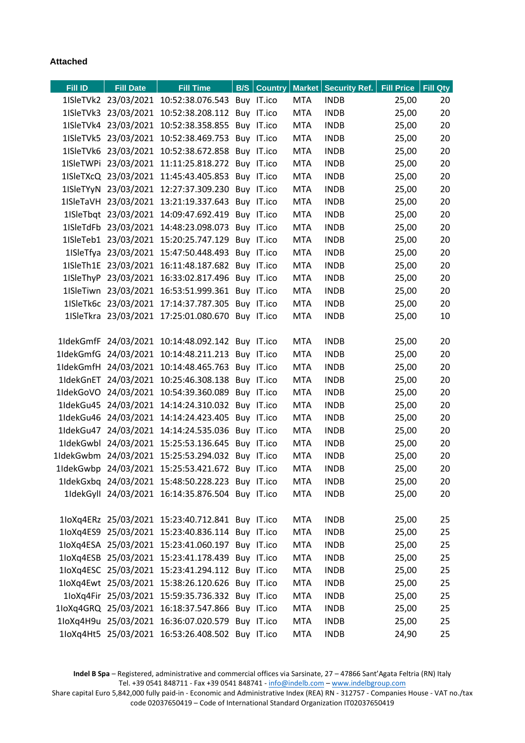**Attached**

| Fill ID | Fill Date | Fill Time | B/S | Country | Market | Security Ref. | Fill Price | Fill Qty |
|---|---|---|---|---|---|---|---|---|
| 1ISleTVk2 | 23/03/2021 | 10:52:38.076.543 | Buy | IT.ico | MTA | INDB | 25,00 | 20 |
| 1ISleTVk3 | 23/03/2021 | 10:52:38.208.112 | Buy | IT.ico | MTA | INDB | 25,00 | 20 |
| 1ISleTVk4 | 23/03/2021 | 10:52:38.358.855 | Buy | IT.ico | MTA | INDB | 25,00 | 20 |
| 1ISleTVk5 | 23/03/2021 | 10:52:38.469.753 | Buy | IT.ico | MTA | INDB | 25,00 | 20 |
| 1ISleTVk6 | 23/03/2021 | 10:52:38.672.858 | Buy | IT.ico | MTA | INDB | 25,00 | 20 |
| 1ISleTWPi | 23/03/2021 | 11:11:25.818.272 | Buy | IT.ico | MTA | INDB | 25,00 | 20 |
| 1ISleTXcQ | 23/03/2021 | 11:45:43.405.853 | Buy | IT.ico | MTA | INDB | 25,00 | 20 |
| 1ISleTYyN | 23/03/2021 | 12:27:37.309.230 | Buy | IT.ico | MTA | INDB | 25,00 | 20 |
| 1ISleTaVH | 23/03/2021 | 13:21:19.337.643 | Buy | IT.ico | MTA | INDB | 25,00 | 20 |
| 1ISleTbqt | 23/03/2021 | 14:09:47.692.419 | Buy | IT.ico | MTA | INDB | 25,00 | 20 |
| 1ISleTdFb | 23/03/2021 | 14:48:23.098.073 | Buy | IT.ico | MTA | INDB | 25,00 | 20 |
| 1ISleTeb1 | 23/03/2021 | 15:20:25.747.129 | Buy | IT.ico | MTA | INDB | 25,00 | 20 |
| 1ISleTfya | 23/03/2021 | 15:47:50.448.493 | Buy | IT.ico | MTA | INDB | 25,00 | 20 |
| 1ISleTh1E | 23/03/2021 | 16:11:48.187.682 | Buy | IT.ico | MTA | INDB | 25,00 | 20 |
| 1ISleThyP | 23/03/2021 | 16:33:02.817.496 | Buy | IT.ico | MTA | INDB | 25,00 | 20 |
| 1ISleTiwn | 23/03/2021 | 16:53:51.999.361 | Buy | IT.ico | MTA | INDB | 25,00 | 20 |
| 1ISleTk6c | 23/03/2021 | 17:14:37.787.305 | Buy | IT.ico | MTA | INDB | 25,00 | 20 |
| 1ISleTkra | 23/03/2021 | 17:25:01.080.670 | Buy | IT.ico | MTA | INDB | 25,00 | 10 |
| | | | | | | | | |
| 1IdekGmfF | 24/03/2021 | 10:14:48.092.142 | Buy | IT.ico | MTA | INDB | 25,00 | 20 |
| 1IdekGmfG | 24/03/2021 | 10:14:48.211.213 | Buy | IT.ico | MTA | INDB | 25,00 | 20 |
| 1IdekGmfH | 24/03/2021 | 10:14:48.465.763 | Buy | IT.ico | MTA | INDB | 25,00 | 20 |
| 1IdekGnET | 24/03/2021 | 10:25:46.308.138 | Buy | IT.ico | MTA | INDB | 25,00 | 20 |
| 1IdekGoVO | 24/03/2021 | 10:54:39.360.089 | Buy | IT.ico | MTA | INDB | 25,00 | 20 |
| 1IdekGu45 | 24/03/2021 | 14:14:24.310.032 | Buy | IT.ico | MTA | INDB | 25,00 | 20 |
| 1IdekGu46 | 24/03/2021 | 14:14:24.423.405 | Buy | IT.ico | MTA | INDB | 25,00 | 20 |
| 1IdekGu47 | 24/03/2021 | 14:14:24.535.036 | Buy | IT.ico | MTA | INDB | 25,00 | 20 |
| 1IdekGwbl | 24/03/2021 | 15:25:53.136.645 | Buy | IT.ico | MTA | INDB | 25,00 | 20 |
| 1IdekGwbm | 24/03/2021 | 15:25:53.294.032 | Buy | IT.ico | MTA | INDB | 25,00 | 20 |
| 1IdekGwbp | 24/03/2021 | 15:25:53.421.672 | Buy | IT.ico | MTA | INDB | 25,00 | 20 |
| 1IdekGxbq | 24/03/2021 | 15:48:50.228.223 | Buy | IT.ico | MTA | INDB | 25,00 | 20 |
| 1IdekGyll | 24/03/2021 | 16:14:35.876.504 | Buy | IT.ico | MTA | INDB | 25,00 | 20 |
| | | | | | | | | |
| 1IoXq4ERz | 25/03/2021 | 15:23:40.712.841 | Buy | IT.ico | MTA | INDB | 25,00 | 25 |
| 1IoXq4ES9 | 25/03/2021 | 15:23:40.836.114 | Buy | IT.ico | MTA | INDB | 25,00 | 25 |
| 1IoXq4ESA | 25/03/2021 | 15:23:41.060.197 | Buy | IT.ico | MTA | INDB | 25,00 | 25 |
| 1IoXq4ESB | 25/03/2021 | 15:23:41.178.439 | Buy | IT.ico | MTA | INDB | 25,00 | 25 |
| 1IoXq4ESC | 25/03/2021 | 15:23:41.294.112 | Buy | IT.ico | MTA | INDB | 25,00 | 25 |
| 1IoXq4Ewt | 25/03/2021 | 15:38:26.120.626 | Buy | IT.ico | MTA | INDB | 25,00 | 25 |
| 1IoXq4Fir | 25/03/2021 | 15:59:35.736.332 | Buy | IT.ico | MTA | INDB | 25,00 | 25 |
| 1IoXq4GRQ | 25/03/2021 | 16:18:37.547.866 | Buy | IT.ico | MTA | INDB | 25,00 | 25 |
| 1IoXq4H9u | 25/03/2021 | 16:36:07.020.579 | Buy | IT.ico | MTA | INDB | 25,00 | 25 |
| 1IoXq4Ht5 | 25/03/2021 | 16:53:26.408.502 | Buy | IT.ico | MTA | INDB | 24,90 | 25 |

**Indel B Spa** – Registered, administrative and commercial offices via Sarsinate, 27 – 47866 Sant'Agata Feltria (RN) Italy
Tel. +39 0541 848711 - Fax +39 0541 848741 - info@indelb.com – www.indelbgroup.com
Share capital Euro 5,842,000 fully paid-in - Economic and Administrative Index (REA) RN - 312757 - Companies House - VAT no./tax code 02037650419 – Code of International Standard Organization IT02037650419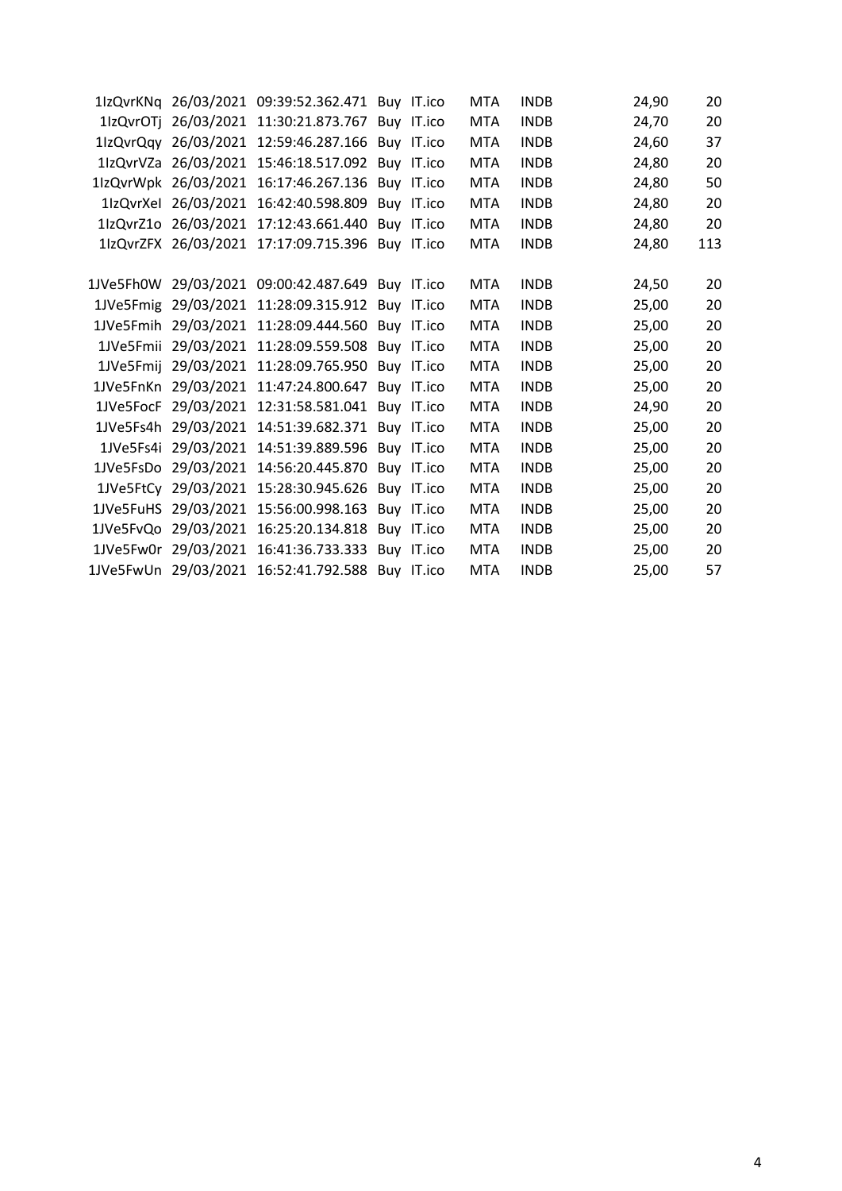| | | | | | | | | |
|---|---|---|---|---|---|---|---|---|
| 1IzQvrKNq | 26/03/2021 | 09:39:52.362.471 | Buy | IT.ico | MTA | INDB | 24,90 | 20 |
| 1IzQvrOTj | 26/03/2021 | 11:30:21.873.767 | Buy | IT.ico | MTA | INDB | 24,70 | 20 |
| 1IzQvrQqy | 26/03/2021 | 12:59:46.287.166 | Buy | IT.ico | MTA | INDB | 24,60 | 37 |
| 1IzQvrVZa | 26/03/2021 | 15:46:18.517.092 | Buy | IT.ico | MTA | INDB | 24,80 | 20 |
| 1IzQvrWpk | 26/03/2021 | 16:17:46.267.136 | Buy | IT.ico | MTA | INDB | 24,80 | 50 |
| 1IzQvrXel | 26/03/2021 | 16:42:40.598.809 | Buy | IT.ico | MTA | INDB | 24,80 | 20 |
| 1IzQvrZ1o | 26/03/2021 | 17:12:43.661.440 | Buy | IT.ico | MTA | INDB | 24,80 | 20 |
| 1IzQvrZFX | 26/03/2021 | 17:17:09.715.396 | Buy | IT.ico | MTA | INDB | 24,80 | 113 |
| | | | | | | | | |
| 1JVe5Fh0W | 29/03/2021 | 09:00:42.487.649 | Buy | IT.ico | MTA | INDB | 24,50 | 20 |
| 1JVe5Fmig | 29/03/2021 | 11:28:09.315.912 | Buy | IT.ico | MTA | INDB | 25,00 | 20 |
| 1JVe5Fmih | 29/03/2021 | 11:28:09.444.560 | Buy | IT.ico | MTA | INDB | 25,00 | 20 |
| 1JVe5Fmii | 29/03/2021 | 11:28:09.559.508 | Buy | IT.ico | MTA | INDB | 25,00 | 20 |
| 1JVe5Fmij | 29/03/2021 | 11:28:09.765.950 | Buy | IT.ico | MTA | INDB | 25,00 | 20 |
| 1JVe5FnKn | 29/03/2021 | 11:47:24.800.647 | Buy | IT.ico | MTA | INDB | 25,00 | 20 |
| 1JVe5FocF | 29/03/2021 | 12:31:58.581.041 | Buy | IT.ico | MTA | INDB | 24,90 | 20 |
| 1JVe5Fs4h | 29/03/2021 | 14:51:39.682.371 | Buy | IT.ico | MTA | INDB | 25,00 | 20 |
| 1JVe5Fs4i | 29/03/2021 | 14:51:39.889.596 | Buy | IT.ico | MTA | INDB | 25,00 | 20 |
| 1JVe5FsDo | 29/03/2021 | 14:56:20.445.870 | Buy | IT.ico | MTA | INDB | 25,00 | 20 |
| 1JVe5FtCy | 29/03/2021 | 15:28:30.945.626 | Buy | IT.ico | MTA | INDB | 25,00 | 20 |
| 1JVe5FuHS | 29/03/2021 | 15:56:00.998.163 | Buy | IT.ico | MTA | INDB | 25,00 | 20 |
| 1JVe5FvQo | 29/03/2021 | 16:25:20.134.818 | Buy | IT.ico | MTA | INDB | 25,00 | 20 |
| 1JVe5Fw0r | 29/03/2021 | 16:41:36.733.333 | Buy | IT.ico | MTA | INDB | 25,00 | 20 |
| 1JVe5FwUn | 29/03/2021 | 16:52:41.792.588 | Buy | IT.ico | MTA | INDB | 25,00 | 57 |